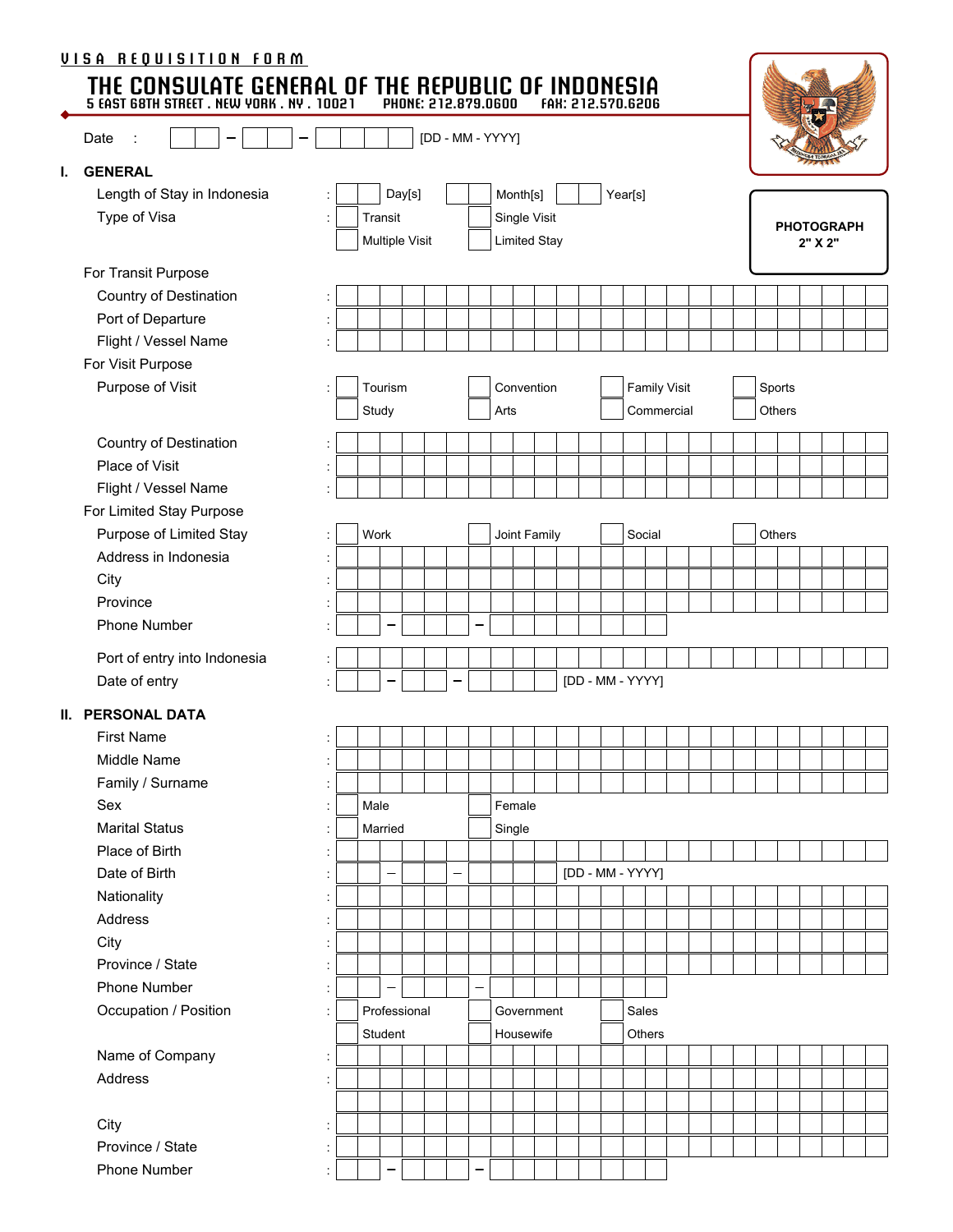VISA REQUISITION FORM

# THE CONSULATE GENERAL OF THE REPUBLIC OF INDONESIA

5 EAST 68TH STREET . NEW YORK . NY . 10021 PHONE: 212.879.0600 FAX: 212.570.6206

PHOTOGRAPH 2" X 2"

Date : ___ – ___ – ___ [DD - MM - YYYY]

## I. GENERAL

Length of Stay in Indonesia : ☐ Day[s] ☐ Month[s] ☐ Year[s]

Type of Visa : ☐ Transit ☐ Single Visit ☐ Multiple Visit ☐ Limited Stay

For Transit Purpose

Country of Destination :

Port of Departure :

Flight / Vessel Name :

For Visit Purpose

Purpose of Visit : ☐ Tourism ☐ Convention ☐ Family Visit ☐ Sports ☐ Study ☐ Arts ☐ Commercial ☐ Others

Country of Destination :

Place of Visit :

Flight / Vessel Name :

For Limited Stay Purpose

Purpose of Limited Stay : ☐ Work ☐ Joint Family ☐ Social ☐ Others

Address in Indonesia :

City :

Province :

Phone Number : ___ – ___ – ___

Port of entry into Indonesia :

Date of entry : ___ – ___ – ___ [DD - MM - YYYY]

## II. PERSONAL DATA

First Name :

Middle Name :

Family / Surname :

Sex : ☐ Male ☐ Female

Marital Status : ☐ Married ☐ Single

Place of Birth :

Date of Birth : ___ – ___ – ___ [DD - MM - YYYY]

Nationality :

Address :

City :

Province / State :

Phone Number : ___ – ___ – ___

Occupation / Position : ☐ Professional ☐ Government ☐ Sales ☐ Student ☐ Housewife ☐ Others

Name of Company :

Address :

City :

Province / State :

Phone Number : ___ – ___ – ___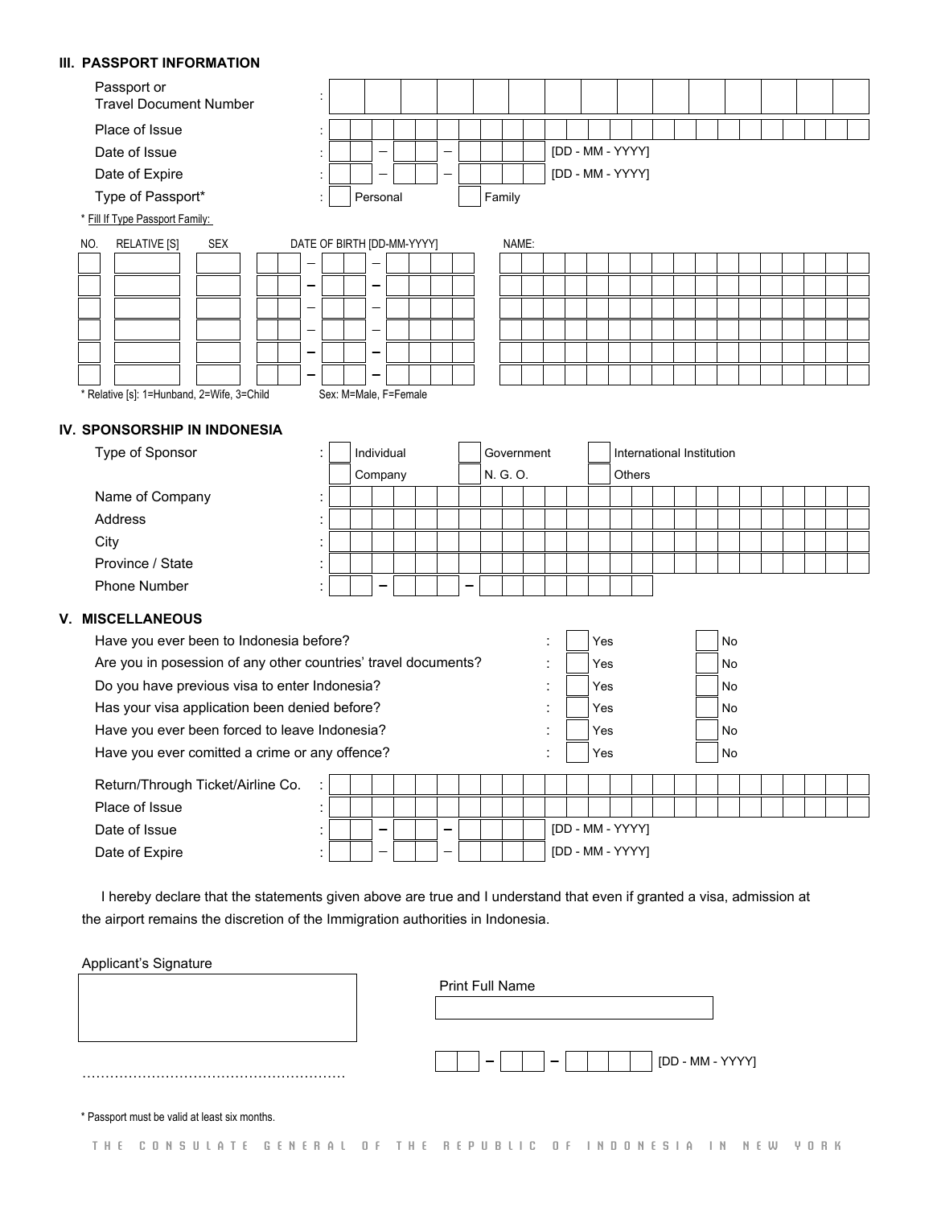## III. PASSPORT INFORMATION

Passport or Travel Document Number :

Place of Issue :

Date of Issue : – – [DD - MM - YYYY]

Date of Expire : – – [DD - MM - YYYY]

Type of Passport* : Personal Family

* Fill If Type Passport Family:

| NO. | RELATIVE [S] | SEX | DATE OF BIRTH [DD-MM-YYYY] | NAME: |
|---|---|---|---|---|
| | | | – – | |
| | | | – – | |
| | | | – – | |
| | | | – – | |
| | | | – – | |
| | | | – – | |

* Relative [s]: 1=Hunband, 2=Wife, 3=Child    Sex: M=Male, F=Female

## IV. SPONSORSHIP IN INDONESIA

Type of Sponsor : Individual Government International Institution Company N. G. O. Others

Name of Company :

Address :

City :

Province / State :

Phone Number : – –

## V. MISCELLANEOUS

| | | | |
|---|---|---|---|
| Have you ever been to Indonesia before? | : | Yes | No |
| Are you in posession of any other countries' travel documents? | : | Yes | No |
| Do you have previous visa to enter Indonesia? | : | Yes | No |
| Has your visa application been denied before? | : | Yes | No |
| Have you ever been forced to leave Indonesia? | : | Yes | No |
| Have you ever comitted a crime or any offence? | : | Yes | No |

Return/Through Ticket/Airline Co. :

Place of Issue :

Date of Issue : – – [DD - MM - YYYY]

Date of Expire : – – [DD - MM - YYYY]

I hereby declare that the statements given above are true and I understand that even if granted a visa, admission at the airport remains the discretion of the Immigration authorities in Indonesia.

Applicant's Signature

Print Full Name

..........................................................

– – [DD - MM - YYYY]

* Passport must be valid at least six months.

THE CONSULATE GENERAL OF THE REPUBLIC OF INDONESIA IN NEW YORK